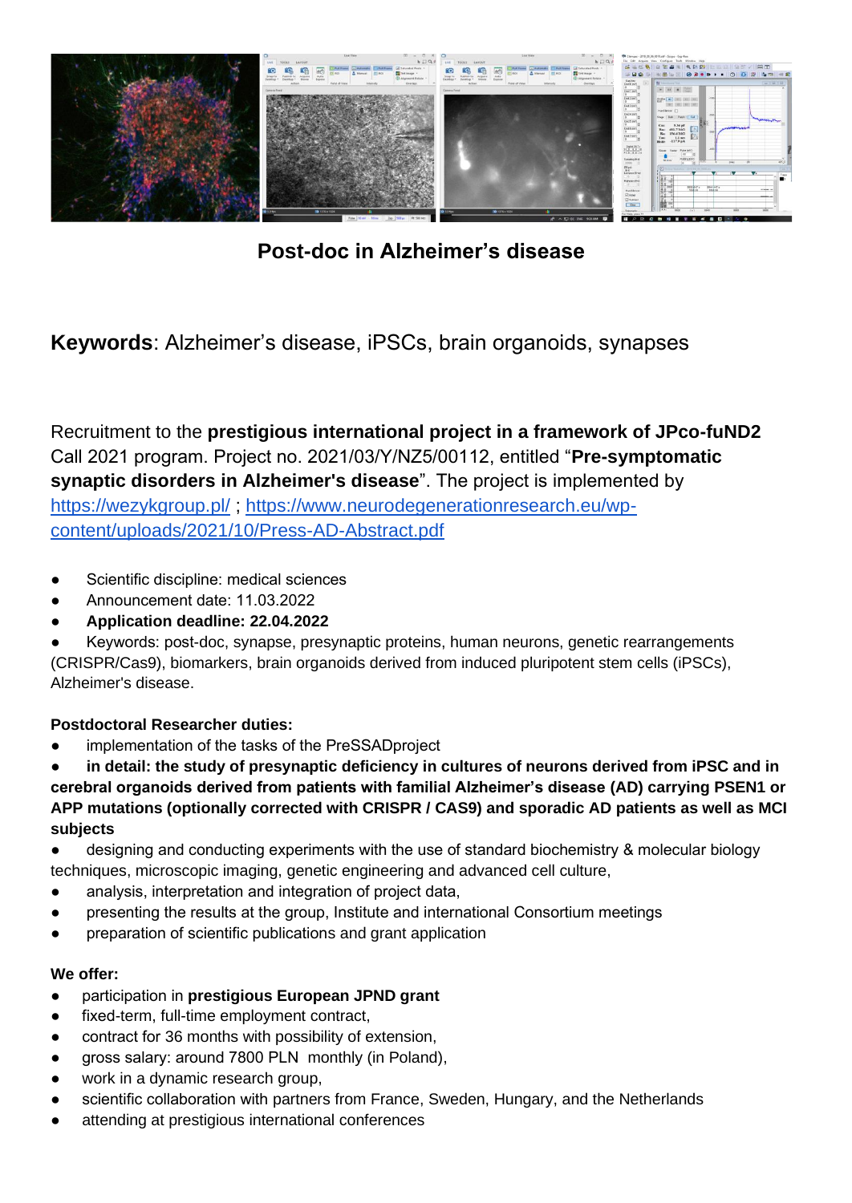# Post-doc in Alzheimer's disease

**Keywords**: Alzheimer's disease, iPSCs, brain organoids, synapses

Recruitment to the **prestigious international project in a framework of JPco-fuND2** Call 2021 program. Project no. 2021/03/Y/NZ5/00112, entitled "**Pre-symptomatic synaptic disorders in Alzheimer's disease**". The project is implemented by [https://wezykgroup.pl/](https://wezykgroup.pl/) ; [https://www.neurodegenerationresearch.eu/wp-content/uploads/2021/10/Press-AD-Abstract.pdf](https://www.neurodegenerationresearch.eu/wp-content/uploads/2021/10/Press-AD-Abstract.pdf)

- Scientific discipline: medical sciences
- Announcement date: 11.03.2022
- **Application deadline: 22.04.2022**
- Keywords: post-doc, synapse, presynaptic proteins, human neurons, genetic rearrangements (CRISPR/Cas9), biomarkers, brain organoids derived from induced pluripotent stem cells (iPSCs), Alzheimer's disease.

**Postdoctoral Researcher duties:**

- implementation of the tasks of the PreSSADproject
- **in detail: the study of presynaptic deficiency in cultures of neurons derived from iPSC and in cerebral organoids derived from patients with familial Alzheimer's disease (AD) carrying PSEN1 or APP mutations (optionally corrected with CRISPR / CAS9) and sporadic AD patients as well as MCI subjects**
- designing and conducting experiments with the use of standard biochemistry & molecular biology techniques, microscopic imaging, genetic engineering and advanced cell culture,
- analysis, interpretation and integration of project data,
- presenting the results at the group, Institute and international Consortium meetings
- preparation of scientific publications and grant application

**We offer:**

- participation in **prestigious European JPND grant**
- fixed-term, full-time employment contract,
- contract for 36 months with possibility of extension,
- gross salary: around 7800 PLN monthly (in Poland),
- work in a dynamic research group,
- scientific collaboration with partners from France, Sweden, Hungary, and the Netherlands
- attending at prestigious international conferences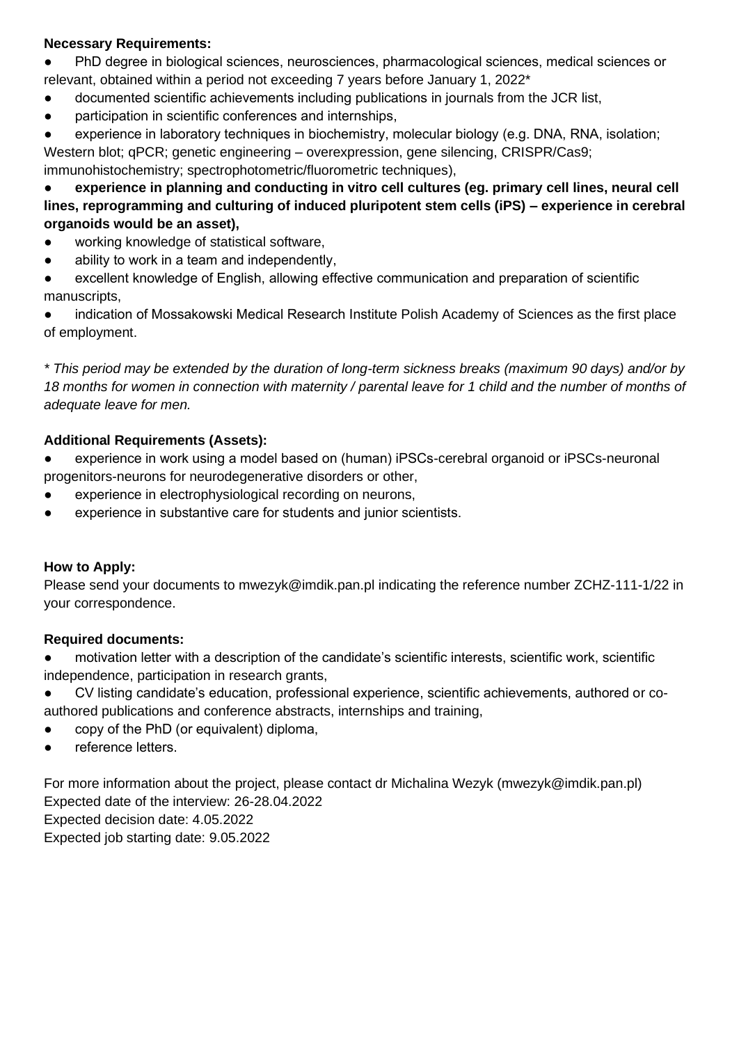**Necessary Requirements:**

- PhD degree in biological sciences, neurosciences, pharmacological sciences, medical sciences or relevant, obtained within a period not exceeding 7 years before January 1, 2022*
- documented scientific achievements including publications in journals from the JCR list,
- participation in scientific conferences and internships,
- experience in laboratory techniques in biochemistry, molecular biology (e.g. DNA, RNA, isolation; Western blot; qPCR; genetic engineering – overexpression, gene silencing, CRISPR/Cas9; immunohistochemistry; spectrophotometric/fluorometric techniques),
- **experience in planning and conducting in vitro cell cultures (eg. primary cell lines, neural cell lines, reprogramming and culturing of induced pluripotent stem cells (iPS) – experience in cerebral organoids would be an asset),**
- working knowledge of statistical software,
- ability to work in a team and independently,
- excellent knowledge of English, allowing effective communication and preparation of scientific manuscripts,
- indication of Mossakowski Medical Research Institute Polish Academy of Sciences as the first place of employment.

*\* This period may be extended by the duration of long-term sickness breaks (maximum 90 days) and/or by 18 months for women in connection with maternity / parental leave for 1 child and the number of months of adequate leave for men.*

**Additional Requirements (Assets):**

- experience in work using a model based on (human) iPSCs-cerebral organoid or iPSCs-neuronal progenitors-neurons for neurodegenerative disorders or other,
- experience in electrophysiological recording on neurons,
- experience in substantive care for students and junior scientists.

**How to Apply:**

Please send your documents to mwezyk@imdik.pan.pl indicating the reference number ZCHZ-111-1/22 in your correspondence.

**Required documents:**

- motivation letter with a description of the candidate's scientific interests, scientific work, scientific independence, participation in research grants,
- CV listing candidate's education, professional experience, scientific achievements, authored or co-authored publications and conference abstracts, internships and training,
- copy of the PhD (or equivalent) diploma,
- reference letters.

For more information about the project, please contact dr Michalina Wezyk (mwezyk@imdik.pan.pl)
Expected date of the interview: 26-28.04.2022
Expected decision date: 4.05.2022
Expected job starting date: 9.05.2022